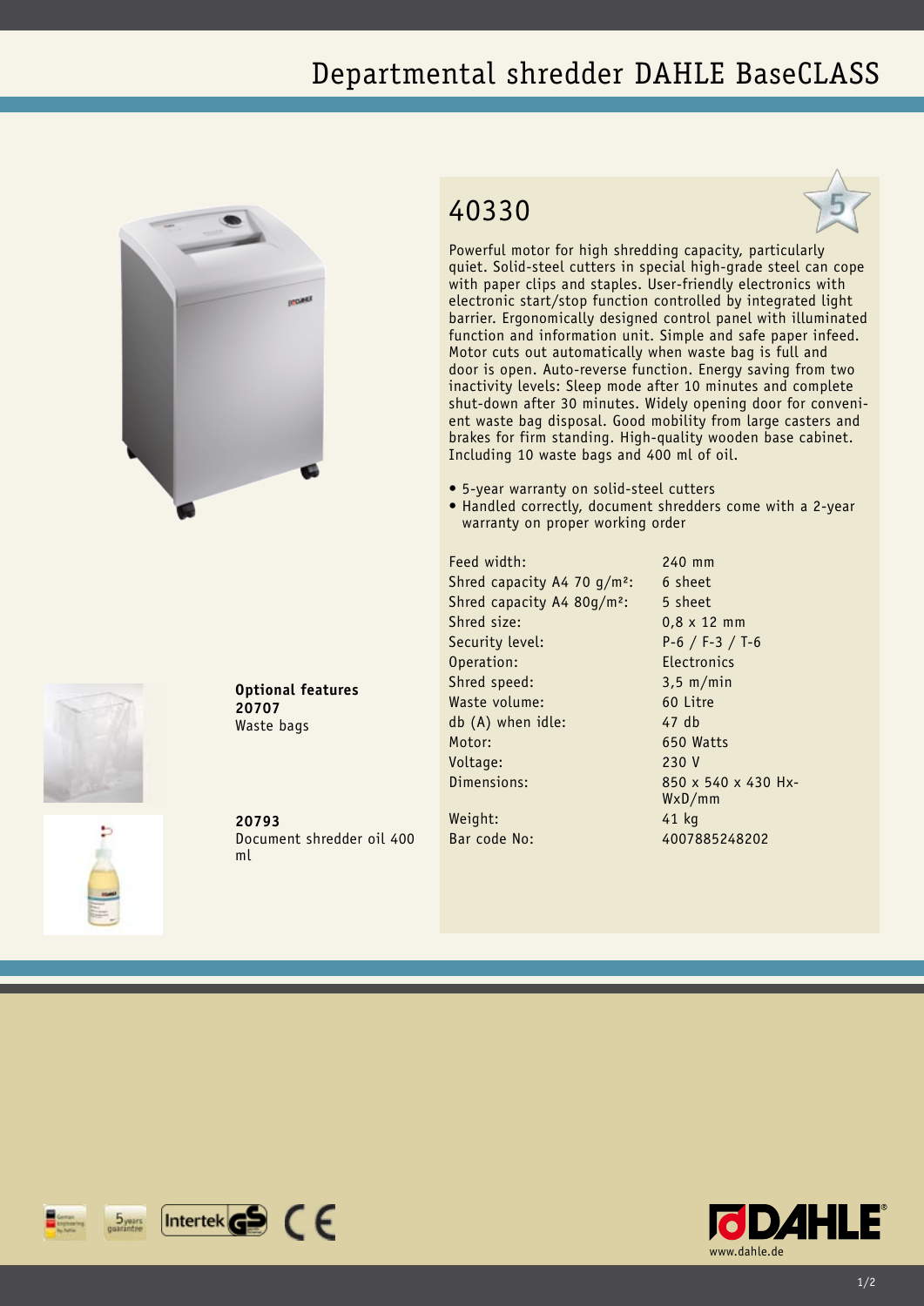# Departmental shredder DAHLE BaseCLASS

## 40330

Powerful motor for high shredding capacity, particularly quiet. Solid-steel cutters in special high-grade steel can cope with paper clips and staples. User-friendly electronics with electronic start/stop function controlled by integrated light barrier. Ergonomically designed control panel with illuminated function and information unit. Simple and safe paper infeed. Motor cuts out automatically when waste bag is full and door is open. Auto-reverse function. Energy saving from two inactivity levels: Sleep mode after 10 minutes and complete shut-down after 30 minutes. Widely opening door for convenient waste bag disposal. Good mobility from large casters and brakes for firm standing. High-quality wooden base cabinet. Including 10 waste bags and 400 ml of oil.

- 5-year warranty on solid-steel cutters
- Handled correctly, document shredders come with a 2-year warranty on proper working order

| | |
|---|---|
| Feed width: | 240 mm |
| Shred capacity A4 70 g/m²: | 6 sheet |
| Shred capacity A4 80g/m²: | 5 sheet |
| Shred size: | 0,8 x 12 mm |
| Security level: | P-6 / F-3 / T-6 |
| Operation: | Electronics |
| Shred speed: | 3,5 m/min |
| Waste volume: | 60 Litre |
| db (A) when idle: | 47 db |
| Motor: | 650 Watts |
| Voltage: | 230 V |
| Dimensions: | 850 x 540 x 430 HxWxD/mm |
| Weight: | 41 kg |
| Bar code No: | 4007885248202 |

**Optional features**

**20707**
Waste bags

**20793**
Document shredder oil 400 ml

www.dahle.de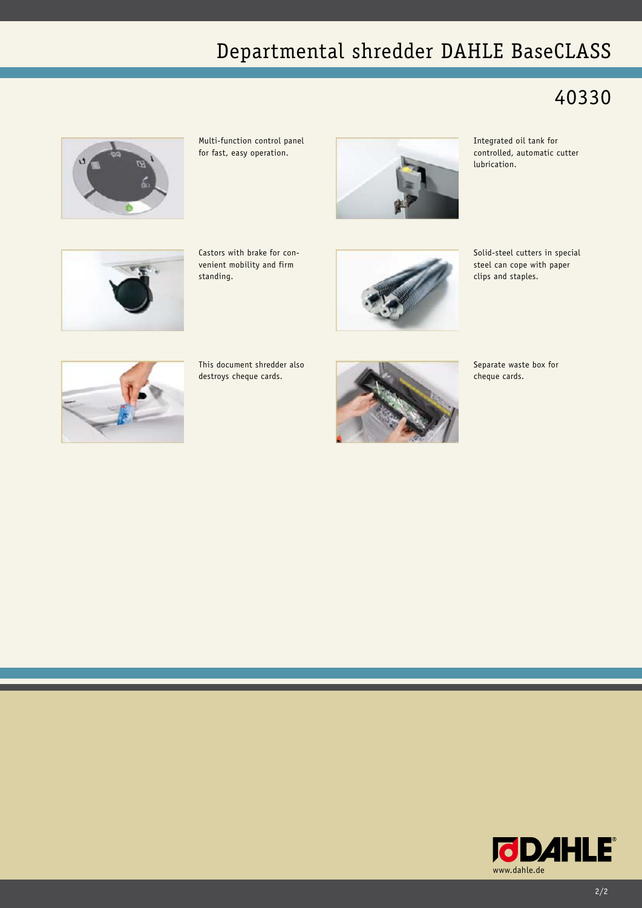# Departmental shredder DAHLE BaseCLASS

## 40330

Multi-function control panel for fast, easy operation.

Integrated oil tank for controlled, automatic cutter lubrication.

Castors with brake for convenient mobility and firm standing.

Solid-steel cutters in special steel can cope with paper clips and staples.

This document shredder also destroys cheque cards.

Separate waste box for cheque cards.

www.dahle.de